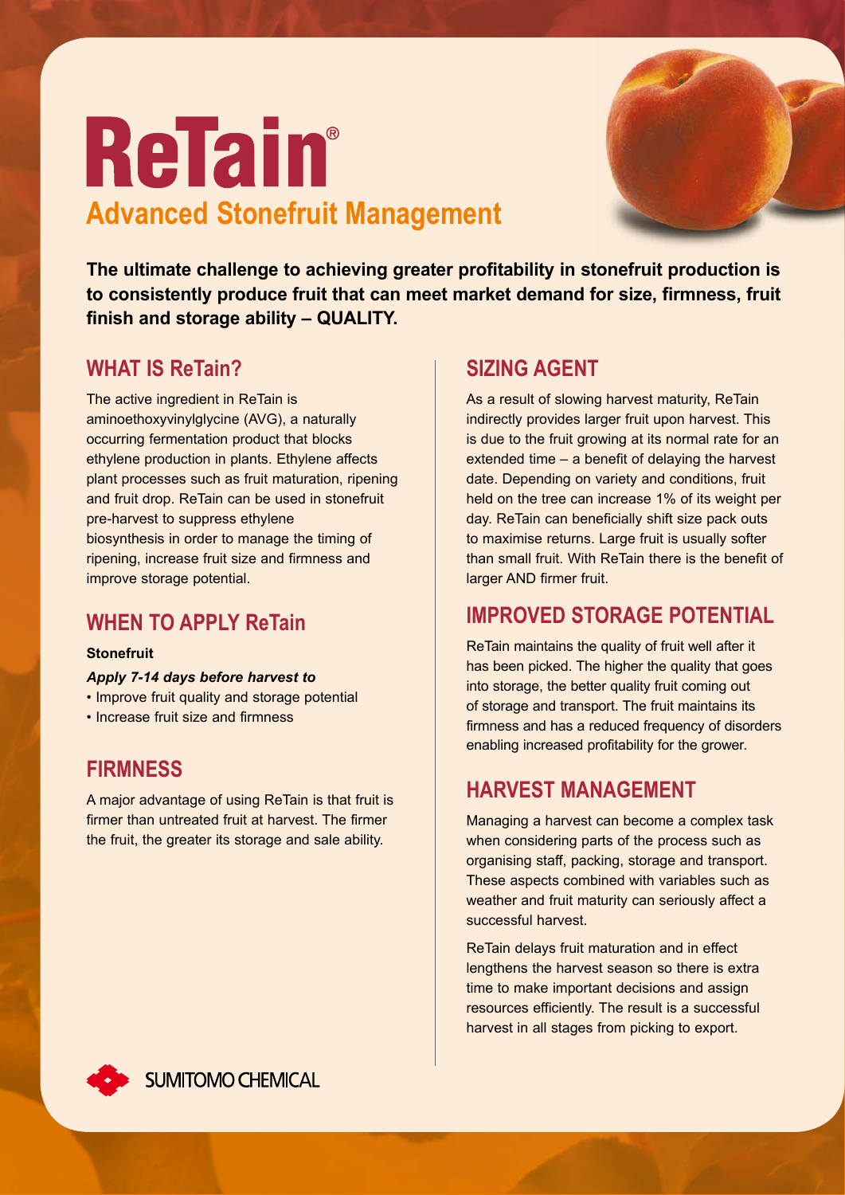# ReTain®

## Advanced Stonefruit Management

**The ultimate challenge to achieving greater profitability in stonefruit production is to consistently produce fruit that can meet market demand for size, firmness, fruit finish and storage ability – QUALITY.**

## WHAT IS ReTain?

The active ingredient in ReTain is aminoethoxyvinylglycine (AVG), a naturally occurring fermentation product that blocks ethylene production in plants. Ethylene affects plant processes such as fruit maturation, ripening and fruit drop. ReTain can be used in stonefruit pre-harvest to suppress ethylene biosynthesis in order to manage the timing of ripening, increase fruit size and firmness and improve storage potential.

## WHEN TO APPLY ReTain

**Stonefruit**

***Apply 7-14 days before harvest to***

- Improve fruit quality and storage potential
- Increase fruit size and firmness

## FIRMNESS

A major advantage of using ReTain is that fruit is firmer than untreated fruit at harvest. The firmer the fruit, the greater its storage and sale ability.

## SIZING AGENT

As a result of slowing harvest maturity, ReTain indirectly provides larger fruit upon harvest. This is due to the fruit growing at its normal rate for an extended time – a benefit of delaying the harvest date. Depending on variety and conditions, fruit held on the tree can increase 1% of its weight per day. ReTain can beneficially shift size pack outs to maximise returns. Large fruit is usually softer than small fruit. With ReTain there is the benefit of larger AND firmer fruit.

## IMPROVED STORAGE POTENTIAL

ReTain maintains the quality of fruit well after it has been picked. The higher the quality that goes into storage, the better quality fruit coming out of storage and transport. The fruit maintains its firmness and has a reduced frequency of disorders enabling increased profitability for the grower.

## HARVEST MANAGEMENT

Managing a harvest can become a complex task when considering parts of the process such as organising staff, packing, storage and transport. These aspects combined with variables such as weather and fruit maturity can seriously affect a successful harvest.

ReTain delays fruit maturation and in effect lengthens the harvest season so there is extra time to make important decisions and assign resources efficiently. The result is a successful harvest in all stages from picking to export.

SUMITOMO CHEMICAL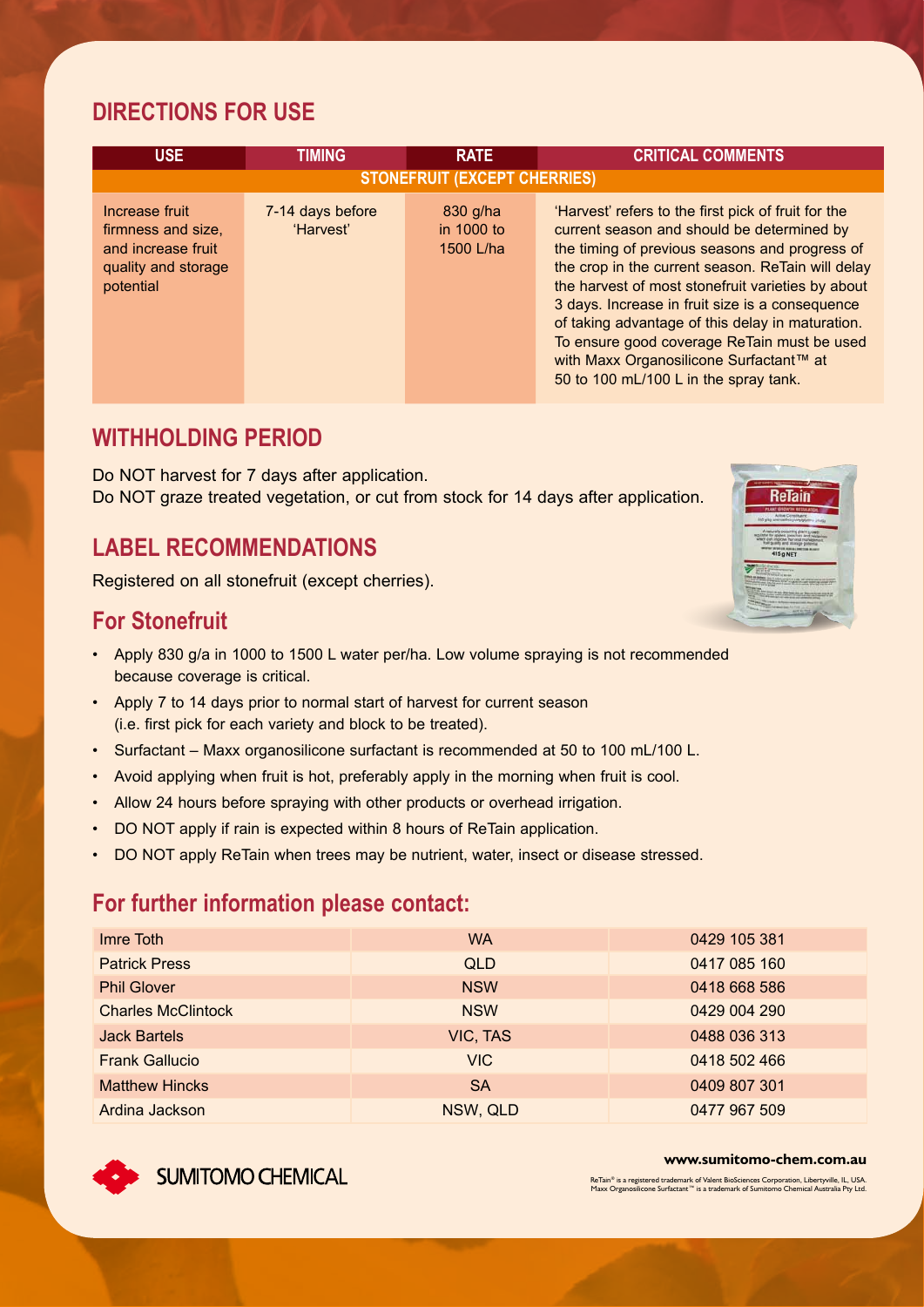## DIRECTIONS FOR USE

| USE | TIMING | RATE | CRITICAL COMMENTS |
|---|---|---|---|
| **STONEFRUIT (EXCEPT CHERRIES)** | | | |
| Increase fruit firmness and size, and increase fruit quality and storage potential | 7-14 days before 'Harvest' | 830 g/ha in 1000 to 1500 L/ha | 'Harvest' refers to the first pick of fruit for the current season and should be determined by the timing of previous seasons and progress of the crop in the current season. ReTain will delay the harvest of most stonefruit varieties by about 3 days. Increase in fruit size is a consequence of taking advantage of this delay in maturation. To ensure good coverage ReTain must be used with Maxx Organosilicone Surfactant™ at 50 to 100 mL/100 L in the spray tank. |

## WITHHOLDING PERIOD

Do NOT harvest for 7 days after application.
Do NOT graze treated vegetation, or cut from stock for 14 days after application.

## LABEL RECOMMENDATIONS

Registered on all stonefruit (except cherries).

## For Stonefruit

- Apply 830 g/a in 1000 to 1500 L water per/ha. Low volume spraying is not recommended because coverage is critical.
- Apply 7 to 14 days prior to normal start of harvest for current season (i.e. first pick for each variety and block to be treated).
- Surfactant – Maxx organosilicone surfactant is recommended at 50 to 100 mL/100 L.
- Avoid applying when fruit is hot, preferably apply in the morning when fruit is cool.
- Allow 24 hours before spraying with other products or overhead irrigation.
- DO NOT apply if rain is expected within 8 hours of ReTain application.
- DO NOT apply ReTain when trees may be nutrient, water, insect or disease stressed.

## For further information please contact:

| | | |
|---|---|---|
| Imre Toth | WA | 0429 105 381 |
| Patrick Press | QLD | 0417 085 160 |
| Phil Glover | NSW | 0418 668 586 |
| Charles McClintock | NSW | 0429 004 290 |
| Jack Bartels | VIC, TAS | 0488 036 313 |
| Frank Gallucio | VIC | 0418 502 466 |
| Matthew Hincks | SA | 0409 807 301 |
| Ardina Jackson | NSW, QLD | 0477 967 509 |

SUMITOMO CHEMICAL

**www.sumitomo-chem.com.au**

ReTain® is a registered trademark of Valent BioSciences Corporation, Libertyville, IL, USA.
Maxx Organosilicone Surfactant™ is a trademark of Sumitomo Chemical Australia Pty Ltd.